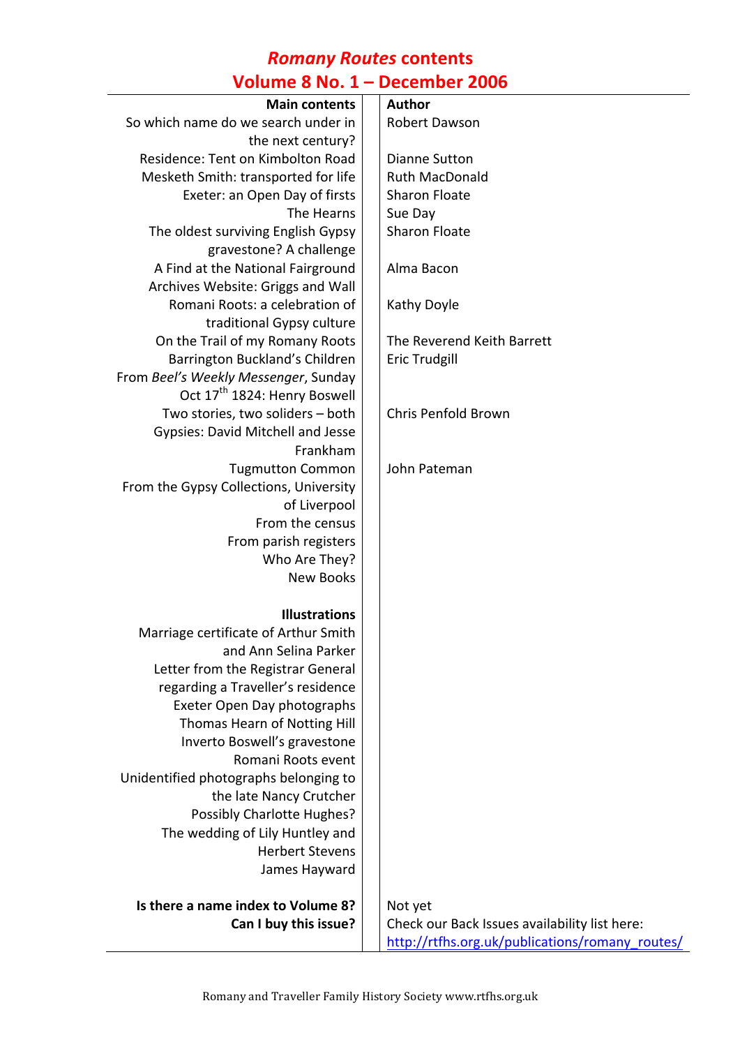# *Romany Routes* contents
## Volume 8 No. 1 – December 2006

| Main contents | Author |
|---|---|
| So which name do we search under in the next century? | Robert Dawson |
| Residence: Tent on Kimbolton Road | Dianne Sutton |
| Mesketh Smith: transported for life | Ruth MacDonald |
| Exeter: an Open Day of firsts | Sharon Floate |
| The Hearns | Sue Day |
| The oldest surviving English Gypsy gravestone? A challenge | Sharon Floate |
| A Find at the National Fairground Archives Website: Griggs and Wall | Alma Bacon |
| Romani Roots: a celebration of traditional Gypsy culture | Kathy Doyle |
| On the Trail of my Romany Roots | The Reverend Keith Barrett |
| Barrington Buckland's Children | Eric Trudgill |
| From *Beel's Weekly Messenger*, Sunday Oct 17th 1824: Henry Boswell | |
| Two stories, two soliders – both Gypsies: David Mitchell and Jesse Frankham | Chris Penfold Brown |
| Tugmutton Common | John Pateman |
| From the Gypsy Collections, University of Liverpool | |
| From the census | |
| From parish registers | |
| Who Are They? | |
| New Books | |
| | |
| **Illustrations** | |
| Marriage certificate of Arthur Smith and Ann Selina Parker | |
| Letter from the Registrar General regarding a Traveller's residence | |
| Exeter Open Day photographs | |
| Thomas Hearn of Notting Hill | |
| Inverto Boswell's gravestone | |
| Romani Roots event | |
| Unidentified photographs belonging to the late Nancy Crutcher | |
| Possibly Charlotte Hughes? | |
| The wedding of Lily Huntley and Herbert Stevens | |
| James Hayward | |
| | |
| **Is there a name index to Volume 8?** | Not yet |
| **Can I buy this issue?** | Check our Back Issues availability list here: http://rtfhs.org.uk/publications/romany_routes/ |

Romany and Traveller Family History Society www.rtfhs.org.uk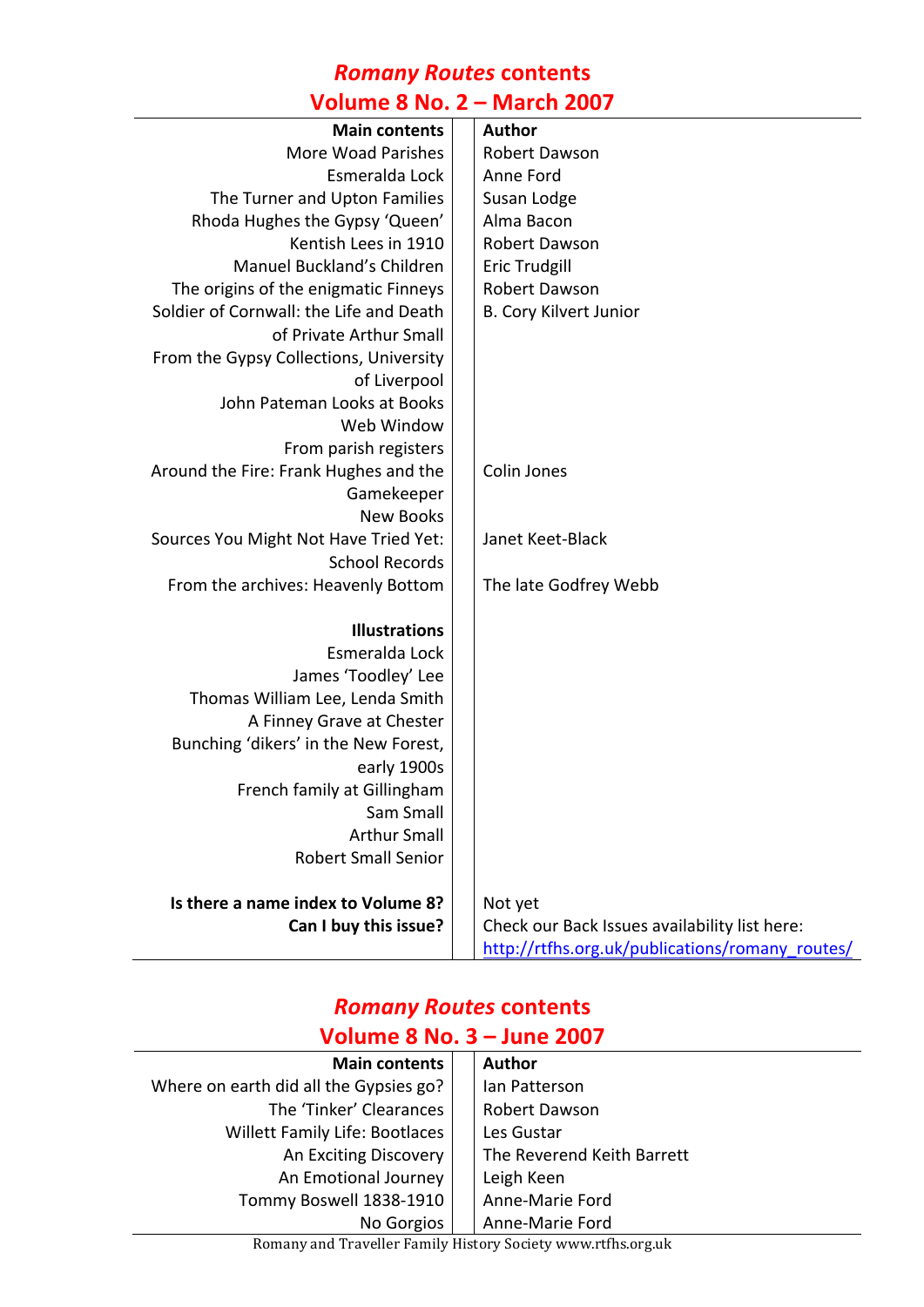# *Romany Routes* contents
## Volume 8 No. 2 – March 2007

| Main contents | Author |
|---|---|
| More Woad Parishes | Robert Dawson |
| Esmeralda Lock | Anne Ford |
| The Turner and Upton Families | Susan Lodge |
| Rhoda Hughes the Gypsy 'Queen' | Alma Bacon |
| Kentish Lees in 1910 | Robert Dawson |
| Manuel Buckland's Children | Eric Trudgill |
| The origins of the enigmatic Finneys | Robert Dawson |
| Soldier of Cornwall: the Life and Death of Private Arthur Small | B. Cory Kilvert Junior |
| From the Gypsy Collections, University of Liverpool | |
| John Pateman Looks at Books | |
| Web Window | |
| From parish registers | |
| Around the Fire: Frank Hughes and the Gamekeeper | Colin Jones |
| New Books | |
| Sources You Might Not Have Tried Yet: School Records | Janet Keet-Black |
| From the archives: Heavenly Bottom | The late Godfrey Webb |
| | |
| **Illustrations** | |
| Esmeralda Lock | |
| James 'Toodley' Lee | |
| Thomas William Lee, Lenda Smith | |
| A Finney Grave at Chester | |
| Bunching 'dikers' in the New Forest, early 1900s | |
| French family at Gillingham | |
| Sam Small | |
| Arthur Small | |
| Robert Small Senior | |
| | |
| **Is there a name index to Volume 8?** | Not yet |
| **Can I buy this issue?** | Check our Back Issues availability list here: http://rtfhs.org.uk/publications/romany_routes/ |

# *Romany Routes* contents
## Volume 8 No. 3 – June 2007

| Main contents | Author |
|---|---|
| Where on earth did all the Gypsies go? | Ian Patterson |
| The 'Tinker' Clearances | Robert Dawson |
| Willett Family Life: Bootlaces | Les Gustar |
| An Exciting Discovery | The Reverend Keith Barrett |
| An Emotional Journey | Leigh Keen |
| Tommy Boswell 1838-1910 | Anne-Marie Ford |
| No Gorgios | Anne-Marie Ford |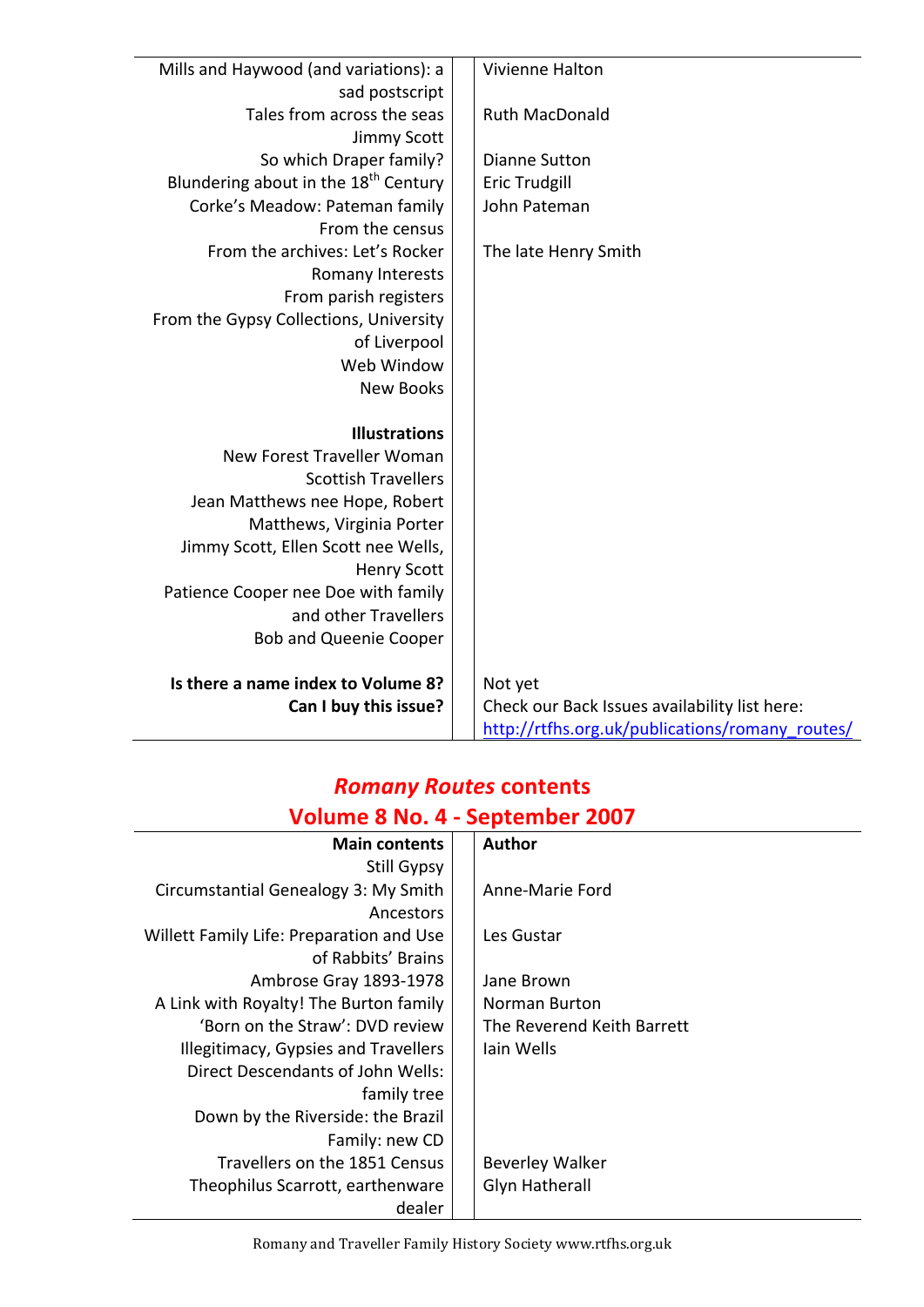| | |
|---|---|
| Mills and Haywood (and variations): a sad postscript | Vivienne Halton |
| Tales from across the seas | Ruth MacDonald |
| Jimmy Scott | |
| So which Draper family? | Dianne Sutton |
| Blundering about in the 18th Century | Eric Trudgill |
| Corke's Meadow: Pateman family | John Pateman |
| From the census | |
| From the archives: Let's Rocker | The late Henry Smith |
| Romany Interests | |
| From parish registers | |
| From the Gypsy Collections, University of Liverpool | |
| Web Window | |
| New Books | |
| | |
| **Illustrations** | |
| New Forest Traveller Woman | |
| Scottish Travellers | |
| Jean Matthews nee Hope, Robert Matthews, Virginia Porter | |
| Jimmy Scott, Ellen Scott nee Wells, Henry Scott | |
| Patience Cooper nee Doe with family and other Travellers | |
| Bob and Queenie Cooper | |
| | |
| **Is there a name index to Volume 8?** | Not yet |
| **Can I buy this issue?** | Check our Back Issues availability list here: http://rtfhs.org.uk/publications/romany_routes/ |

## *Romany Routes* contents
## Volume 8 No. 4 - September 2007

| Main contents | Author |
|---|---|
| Still Gypsy | |
| Circumstantial Genealogy 3: My Smith Ancestors | Anne-Marie Ford |
| Willett Family Life: Preparation and Use of Rabbits' Brains | Les Gustar |
| Ambrose Gray 1893-1978 | Jane Brown |
| A Link with Royalty! The Burton family | Norman Burton |
| 'Born on the Straw': DVD review | The Reverend Keith Barrett |
| Illegitimacy, Gypsies and Travellers | Iain Wells |
| Direct Descendants of John Wells: family tree | |
| Down by the Riverside: the Brazil Family: new CD | |
| Travellers on the 1851 Census | Beverley Walker |
| Theophilus Scarrott, earthenware dealer | Glyn Hatherall |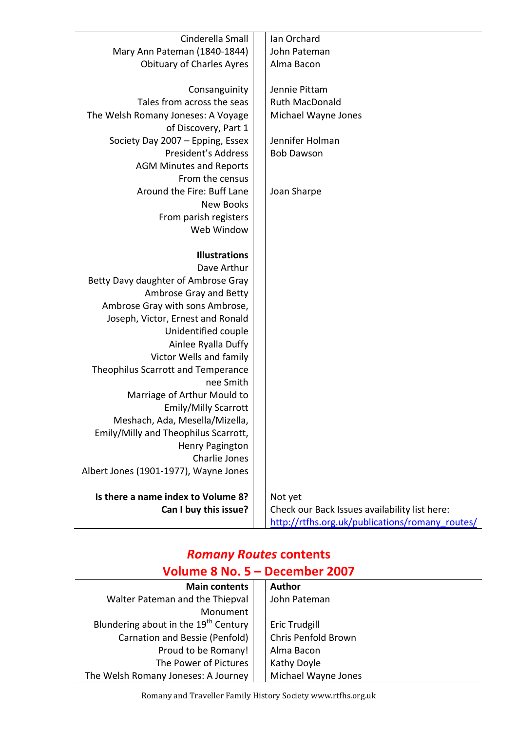| | |
|---|---|
| Cinderella Small | Ian Orchard |
| Mary Ann Pateman (1840-1844) | John Pateman |
| Obituary of Charles Ayres | Alma Bacon |
| | |
| Consanguinity | Jennie Pittam |
| Tales from across the seas | Ruth MacDonald |
| The Welsh Romany Joneses: A Voyage of Discovery, Part 1 | Michael Wayne Jones |
| Society Day 2007 – Epping, Essex | Jennifer Holman |
| President's Address | Bob Dawson |
| AGM Minutes and Reports | |
| From the census | |
| Around the Fire: Buff Lane | Joan Sharpe |
| New Books | |
| From parish registers | |
| Web Window | |
| | |
| **Illustrations** | |
| Dave Arthur | |
| Betty Davy daughter of Ambrose Gray | |
| Ambrose Gray and Betty | |
| Ambrose Gray with sons Ambrose, Joseph, Victor, Ernest and Ronald | |
| Unidentified couple | |
| Ainlee Ryalla Duffy | |
| Victor Wells and family | |
| Theophilus Scarrott and Temperance nee Smith | |
| Marriage of Arthur Mould to Emily/Milly Scarrott | |
| Meshach, Ada, Mesella/Mizella, Emily/Milly and Theophilus Scarrott, | |
| Henry Pagington | |
| Charlie Jones | |
| Albert Jones (1901-1977), Wayne Jones | |
| | |
| **Is there a name index to Volume 8?** | Not yet |
| **Can I buy this issue?** | Check our Back Issues availability list here: http://rtfhs.org.uk/publications/romany_routes/ |

## *Romany Routes* contents
## Volume 8 No. 5 – December 2007

| **Main contents** | **Author** |
|---|---|
| Walter Pateman and the Thiepval Monument | John Pateman |
| Blundering about in the 19th Century | Eric Trudgill |
| Carnation and Bessie (Penfold) | Chris Penfold Brown |
| Proud to be Romany! | Alma Bacon |
| The Power of Pictures | Kathy Doyle |
| The Welsh Romany Joneses: A Journey | Michael Wayne Jones |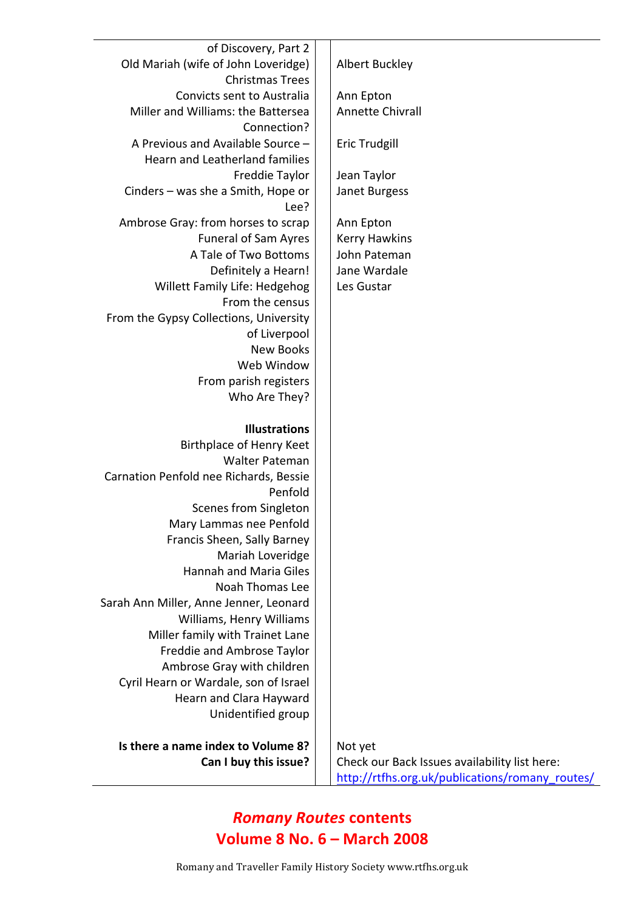| | |
|---|---|
| of Discovery, Part 2 | |
| Old Mariah (wife of John Loveridge) | Albert Buckley |
| Christmas Trees | |
| Convicts sent to Australia | Ann Epton |
| Miller and Williams: the Battersea Connection? | Annette Chivrall |
| A Previous and Available Source – Hearn and Leatherland families | Eric Trudgill |
| Freddie Taylor | Jean Taylor |
| Cinders – was she a Smith, Hope or Lee? | Janet Burgess |
| Ambrose Gray: from horses to scrap | Ann Epton |
| Funeral of Sam Ayres | Kerry Hawkins |
| A Tale of Two Bottoms | John Pateman |
| Definitely a Hearn! | Jane Wardale |
| Willett Family Life: Hedgehog | Les Gustar |
| From the census | |
| From the Gypsy Collections, University of Liverpool | |
| New Books | |
| Web Window | |
| From parish registers | |
| Who Are They? | |
| | |
| **Illustrations** | |
| Birthplace of Henry Keet | |
| Walter Pateman | |
| Carnation Penfold nee Richards, Bessie Penfold | |
| Scenes from Singleton | |
| Mary Lammas nee Penfold | |
| Francis Sheen, Sally Barney | |
| Mariah Loveridge | |
| Hannah and Maria Giles | |
| Noah Thomas Lee | |
| Sarah Ann Miller, Anne Jenner, Leonard Williams, Henry Williams | |
| Miller family with Trainet Lane | |
| Freddie and Ambrose Taylor | |
| Ambrose Gray with children | |
| Cyril Hearn or Wardale, son of Israel Hearn and Clara Hayward | |
| Unidentified group | |
| | |
| **Is there a name index to Volume 8?** | Not yet |
| **Can I buy this issue?** | Check our Back Issues availability list here: http://rtfhs.org.uk/publications/romany_routes/ |

## *Romany Routes* contents
## Volume 8 No. 6 – March 2008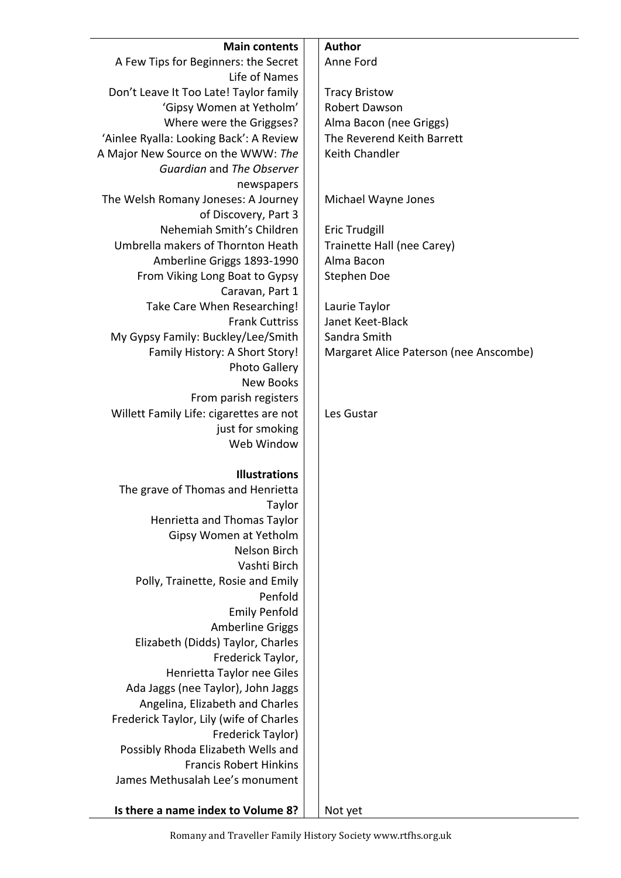| Main contents | Author |
| --- | --- |
| A Few Tips for Beginners: the Secret Life of Names | Anne Ford |
| Don't Leave It Too Late! Taylor family | Tracy Bristow |
| 'Gipsy Women at Yetholm' | Robert Dawson |
| Where were the Griggses? | Alma Bacon (nee Griggs) |
| 'Ainlee Ryalla: Looking Back': A Review | The Reverend Keith Barrett |
| A Major New Source on the WWW: *The Guardian* and *The Observer* newspapers | Keith Chandler |
| The Welsh Romany Joneses: A Journey of Discovery, Part 3 | Michael Wayne Jones |
| Nehemiah Smith's Children | Eric Trudgill |
| Umbrella makers of Thornton Heath | Trainette Hall (nee Carey) |
| Amberline Griggs 1893-1990 | Alma Bacon |
| From Viking Long Boat to Gypsy Caravan, Part 1 | Stephen Doe |
| Take Care When Researching! | Laurie Taylor |
| Frank Cuttriss | Janet Keet-Black |
| My Gypsy Family: Buckley/Lee/Smith | Sandra Smith |
| Family History: A Short Story! | Margaret Alice Paterson (nee Anscombe) |
| Photo Gallery | |
| New Books | |
| From parish registers | |
| Willett Family Life: cigarettes are not just for smoking | Les Gustar |
| Web Window | |
| **Illustrations** | |
| The grave of Thomas and Henrietta Taylor | |
| Henrietta and Thomas Taylor | |
| Gipsy Women at Yetholm | |
| Nelson Birch | |
| Vashti Birch | |
| Polly, Trainette, Rosie and Emily Penfold | |
| Emily Penfold | |
| Amberline Griggs | |
| Elizabeth (Didds) Taylor, Charles Frederick Taylor, | |
| Henrietta Taylor nee Giles | |
| Ada Jaggs (nee Taylor), John Jaggs | |
| Angelina, Elizabeth and Charles Frederick Taylor, Lily (wife of Charles Frederick Taylor) | |
| Possibly Rhoda Elizabeth Wells and Francis Robert Hinkins | |
| James Methusalah Lee's monument | |
| **Is there a name index to Volume 8?** | Not yet |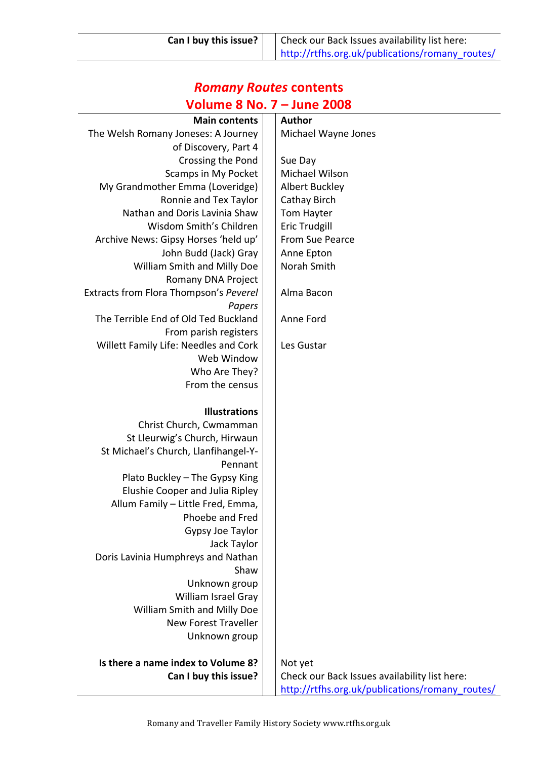| Can I buy this issue? | Check our Back Issues availability list here: http://rtfhs.org.uk/publications/romany_routes/ |
|---|---|

## *Romany Routes* contents
## Volume 8 No. 7 – June 2008

| Main contents | Author |
|---|---|
| The Welsh Romany Joneses: A Journey of Discovery, Part 4 | Michael Wayne Jones |
| Crossing the Pond | Sue Day |
| Scamps in My Pocket | Michael Wilson |
| My Grandmother Emma (Loveridge) | Albert Buckley |
| Ronnie and Tex Taylor | Cathay Birch |
| Nathan and Doris Lavinia Shaw | Tom Hayter |
| Wisdom Smith's Children | Eric Trudgill |
| Archive News: Gipsy Horses 'held up' | From Sue Pearce |
| John Budd (Jack) Gray | Anne Epton |
| William Smith and Milly Doe | Norah Smith |
| Romany DNA Project | |
| Extracts from Flora Thompson's *Peverel Papers* | Alma Bacon |
| The Terrible End of Old Ted Buckland | Anne Ford |
| From parish registers | |
| Willett Family Life: Needles and Cork | Les Gustar |
| Web Window | |
| Who Are They? | |
| From the census | |
| | |
| **Illustrations** | |
| Christ Church, Cwmamman | |
| St Lleurwig's Church, Hirwaun | |
| St Michael's Church, Llanfihangel-Y-Pennant | |
| Plato Buckley – The Gypsy King | |
| Elushie Cooper and Julia Ripley | |
| Allum Family – Little Fred, Emma, Phoebe and Fred | |
| Gypsy Joe Taylor | |
| Jack Taylor | |
| Doris Lavinia Humphreys and Nathan Shaw | |
| Unknown group | |
| William Israel Gray | |
| William Smith and Milly Doe | |
| New Forest Traveller | |
| Unknown group | |
| | |
| **Is there a name index to Volume 8?** | Not yet |
| **Can I buy this issue?** | Check our Back Issues availability list here: http://rtfhs.org.uk/publications/romany_routes/ |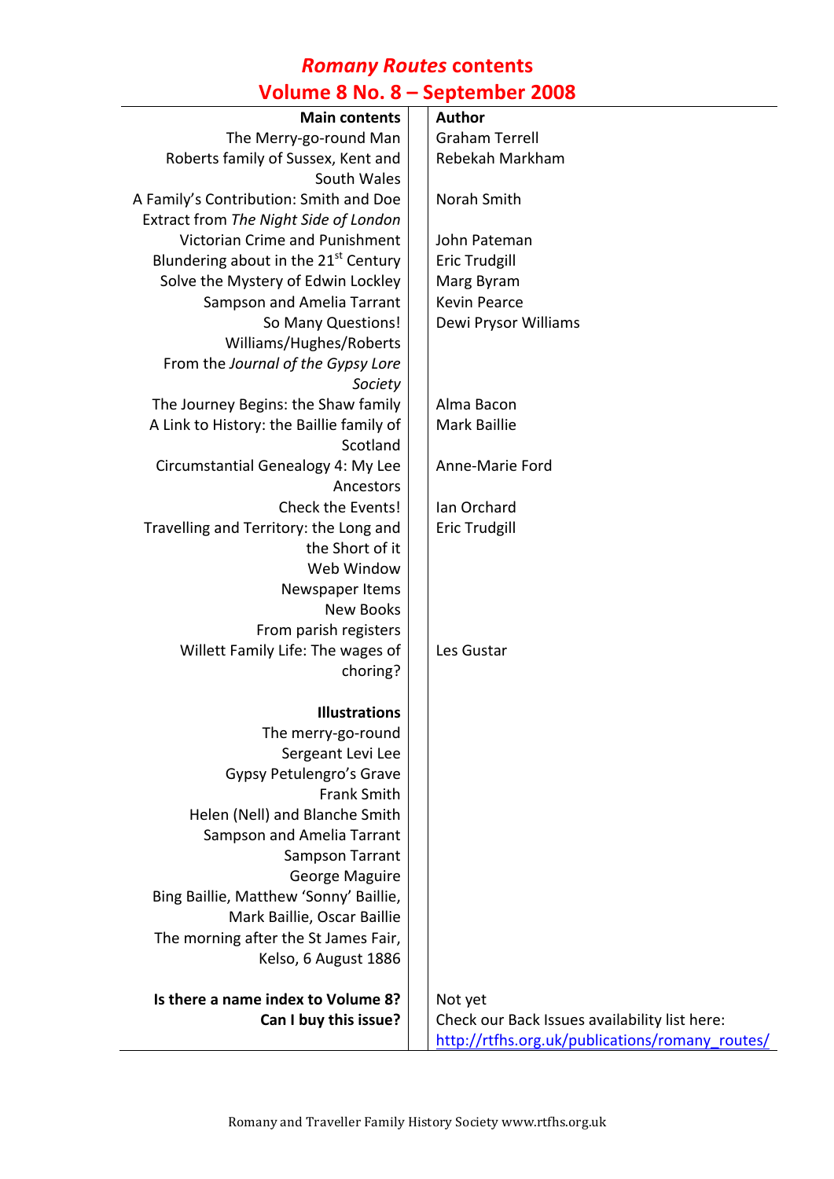# *Romany Routes* contents
## Volume 8 No. 8 – September 2008

| **Main contents** | **Author** |
|---|---|
| The Merry-go-round Man | Graham Terrell |
| Roberts family of Sussex, Kent and South Wales | Rebekah Markham |
| A Family's Contribution: Smith and Doe | Norah Smith |
| Extract from *The Night Side of London* | |
| Victorian Crime and Punishment | John Pateman |
| Blundering about in the 21st Century | Eric Trudgill |
| Solve the Mystery of Edwin Lockley | Marg Byram |
| Sampson and Amelia Tarrant | Kevin Pearce |
| So Many Questions! | Dewi Prysor Williams |
| Williams/Hughes/Roberts | |
| From the *Journal of the Gypsy Lore Society* | |
| The Journey Begins: the Shaw family | Alma Bacon |
| A Link to History: the Baillie family of Scotland | Mark Baillie |
| Circumstantial Genealogy 4: My Lee Ancestors | Anne-Marie Ford |
| Check the Events! | Ian Orchard |
| Travelling and Territory: the Long and the Short of it | Eric Trudgill |
| Web Window | |
| Newspaper Items | |
| New Books | |
| From parish registers | |
| Willett Family Life: The wages of choring? | Les Gustar |
| | |
| **Illustrations** | |
| The merry-go-round | |
| Sergeant Levi Lee | |
| Gypsy Petulengro's Grave | |
| Frank Smith | |
| Helen (Nell) and Blanche Smith | |
| Sampson and Amelia Tarrant | |
| Sampson Tarrant | |
| George Maguire | |
| Bing Baillie, Matthew 'Sonny' Baillie, Mark Baillie, Oscar Baillie | |
| The morning after the St James Fair, Kelso, 6 August 1886 | |
| | |
| **Is there a name index to Volume 8?** | Not yet |
| **Can I buy this issue?** | Check our Back Issues availability list here: http://rtfhs.org.uk/publications/romany_routes/ |

Romany and Traveller Family History Society www.rtfhs.org.uk